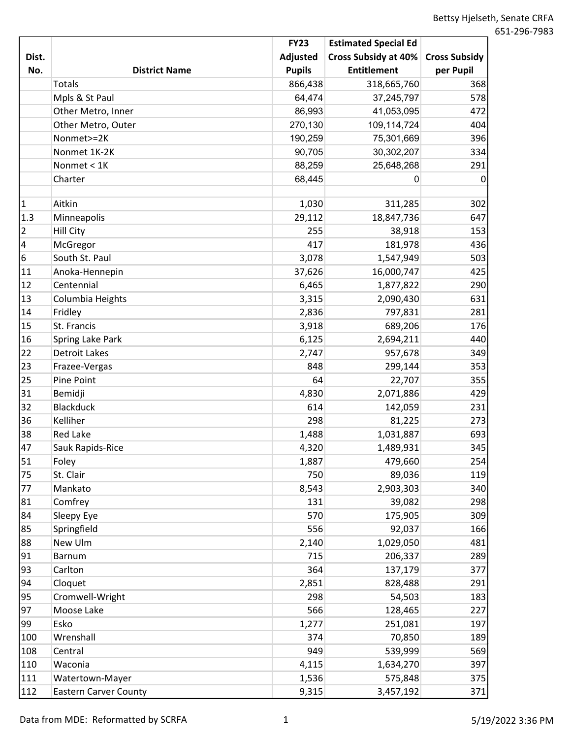Bettsy Hjelseth, Senate CRFA
651-296-7983

| Dist. No. | District Name | FY23 Adjusted Pupils | Estimated Special Ed Cross Subsidy at 40% Entitlement | Cross Subsidy per Pupil |
|---|---|---|---|---|
| | Totals | 866,438 | 318,665,760 | 368 |
| | Mpls & St Paul | 64,474 | 37,245,797 | 578 |
| | Other Metro, Inner | 86,993 | 41,053,095 | 472 |
| | Other Metro, Outer | 270,130 | 109,114,724 | 404 |
| | Nonmet>=2K | 190,259 | 75,301,669 | 396 |
| | Nonmet 1K-2K | 90,705 | 30,302,207 | 334 |
| | Nonmet < 1K | 88,259 | 25,648,268 | 291 |
| | Charter | 68,445 | 0 | 0 |
| | | | | |
| 1 | Aitkin | 1,030 | 311,285 | 302 |
| 1.3 | Minneapolis | 29,112 | 18,847,736 | 647 |
| 2 | Hill City | 255 | 38,918 | 153 |
| 4 | McGregor | 417 | 181,978 | 436 |
| 6 | South St. Paul | 3,078 | 1,547,949 | 503 |
| 11 | Anoka-Hennepin | 37,626 | 16,000,747 | 425 |
| 12 | Centennial | 6,465 | 1,877,822 | 290 |
| 13 | Columbia Heights | 3,315 | 2,090,430 | 631 |
| 14 | Fridley | 2,836 | 797,831 | 281 |
| 15 | St. Francis | 3,918 | 689,206 | 176 |
| 16 | Spring Lake Park | 6,125 | 2,694,211 | 440 |
| 22 | Detroit Lakes | 2,747 | 957,678 | 349 |
| 23 | Frazee-Vergas | 848 | 299,144 | 353 |
| 25 | Pine Point | 64 | 22,707 | 355 |
| 31 | Bemidji | 4,830 | 2,071,886 | 429 |
| 32 | Blackduck | 614 | 142,059 | 231 |
| 36 | Kelliher | 298 | 81,225 | 273 |
| 38 | Red Lake | 1,488 | 1,031,887 | 693 |
| 47 | Sauk Rapids-Rice | 4,320 | 1,489,931 | 345 |
| 51 | Foley | 1,887 | 479,660 | 254 |
| 75 | St. Clair | 750 | 89,036 | 119 |
| 77 | Mankato | 8,543 | 2,903,303 | 340 |
| 81 | Comfrey | 131 | 39,082 | 298 |
| 84 | Sleepy Eye | 570 | 175,905 | 309 |
| 85 | Springfield | 556 | 92,037 | 166 |
| 88 | New Ulm | 2,140 | 1,029,050 | 481 |
| 91 | Barnum | 715 | 206,337 | 289 |
| 93 | Carlton | 364 | 137,179 | 377 |
| 94 | Cloquet | 2,851 | 828,488 | 291 |
| 95 | Cromwell-Wright | 298 | 54,503 | 183 |
| 97 | Moose Lake | 566 | 128,465 | 227 |
| 99 | Esko | 1,277 | 251,081 | 197 |
| 100 | Wrenshall | 374 | 70,850 | 189 |
| 108 | Central | 949 | 539,999 | 569 |
| 110 | Waconia | 4,115 | 1,634,270 | 397 |
| 111 | Watertown-Mayer | 1,536 | 575,848 | 375 |
| 112 | Eastern Carver County | 9,315 | 3,457,192 | 371 |

Data from MDE: Reformatted by SCRFA

5/19/2022 3:36 PM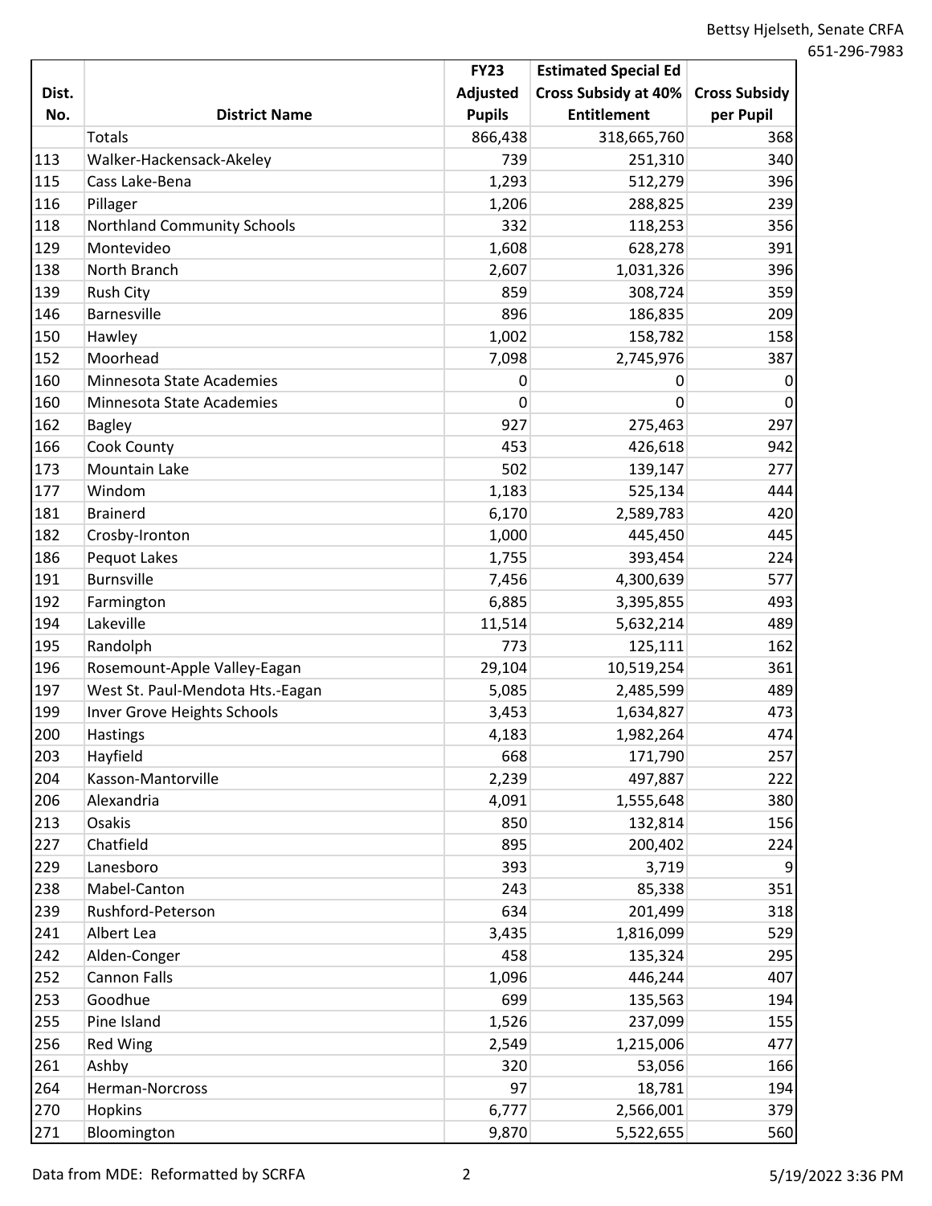| Dist. No. | District Name | FY23 Adjusted Pupils | Estimated Special Ed Cross Subsidy at 40% Entitlement | Cross Subsidy per Pupil |
|---|---|---|---|---|
| | Totals | 866,438 | 318,665,760 | 368 |
| 113 | Walker-Hackensack-Akeley | 739 | 251,310 | 340 |
| 115 | Cass Lake-Bena | 1,293 | 512,279 | 396 |
| 116 | Pillager | 1,206 | 288,825 | 239 |
| 118 | Northland Community Schools | 332 | 118,253 | 356 |
| 129 | Montevideo | 1,608 | 628,278 | 391 |
| 138 | North Branch | 2,607 | 1,031,326 | 396 |
| 139 | Rush City | 859 | 308,724 | 359 |
| 146 | Barnesville | 896 | 186,835 | 209 |
| 150 | Hawley | 1,002 | 158,782 | 158 |
| 152 | Moorhead | 7,098 | 2,745,976 | 387 |
| 160 | Minnesota State Academies | 0 | 0 | 0 |
| 160 | Minnesota State Academies | 0 | 0 | 0 |
| 162 | Bagley | 927 | 275,463 | 297 |
| 166 | Cook County | 453 | 426,618 | 942 |
| 173 | Mountain Lake | 502 | 139,147 | 277 |
| 177 | Windom | 1,183 | 525,134 | 444 |
| 181 | Brainerd | 6,170 | 2,589,783 | 420 |
| 182 | Crosby-Ironton | 1,000 | 445,450 | 445 |
| 186 | Pequot Lakes | 1,755 | 393,454 | 224 |
| 191 | Burnsville | 7,456 | 4,300,639 | 577 |
| 192 | Farmington | 6,885 | 3,395,855 | 493 |
| 194 | Lakeville | 11,514 | 5,632,214 | 489 |
| 195 | Randolph | 773 | 125,111 | 162 |
| 196 | Rosemount-Apple Valley-Eagan | 29,104 | 10,519,254 | 361 |
| 197 | West St. Paul-Mendota Hts.-Eagan | 5,085 | 2,485,599 | 489 |
| 199 | Inver Grove Heights Schools | 3,453 | 1,634,827 | 473 |
| 200 | Hastings | 4,183 | 1,982,264 | 474 |
| 203 | Hayfield | 668 | 171,790 | 257 |
| 204 | Kasson-Mantorville | 2,239 | 497,887 | 222 |
| 206 | Alexandria | 4,091 | 1,555,648 | 380 |
| 213 | Osakis | 850 | 132,814 | 156 |
| 227 | Chatfield | 895 | 200,402 | 224 |
| 229 | Lanesboro | 393 | 3,719 | 9 |
| 238 | Mabel-Canton | 243 | 85,338 | 351 |
| 239 | Rushford-Peterson | 634 | 201,499 | 318 |
| 241 | Albert Lea | 3,435 | 1,816,099 | 529 |
| 242 | Alden-Conger | 458 | 135,324 | 295 |
| 252 | Cannon Falls | 1,096 | 446,244 | 407 |
| 253 | Goodhue | 699 | 135,563 | 194 |
| 255 | Pine Island | 1,526 | 237,099 | 155 |
| 256 | Red Wing | 2,549 | 1,215,006 | 477 |
| 261 | Ashby | 320 | 53,056 | 166 |
| 264 | Herman-Norcross | 97 | 18,781 | 194 |
| 270 | Hopkins | 6,777 | 2,566,001 | 379 |
| 271 | Bloomington | 9,870 | 5,522,655 | 560 |

Data from MDE: Reformatted by SCRFA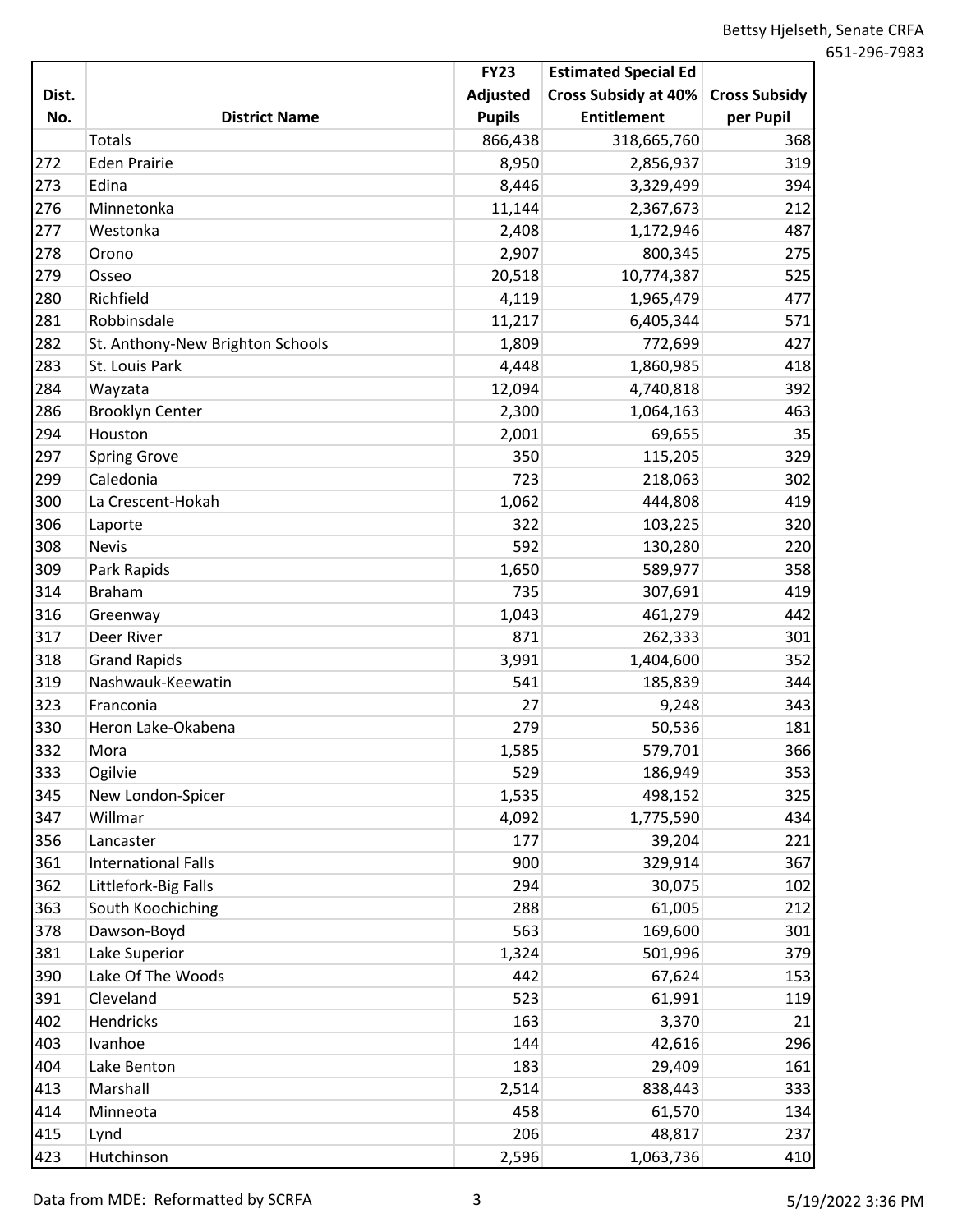| Dist. No. | District Name | FY23 Adjusted Pupils | Estimated Special Ed Cross Subsidy at 40% Entitlement | Cross Subsidy per Pupil |
|---|---|---|---|---|
| | Totals | 866,438 | 318,665,760 | 368 |
| 272 | Eden Prairie | 8,950 | 2,856,937 | 319 |
| 273 | Edina | 8,446 | 3,329,499 | 394 |
| 276 | Minnetonka | 11,144 | 2,367,673 | 212 |
| 277 | Westonka | 2,408 | 1,172,946 | 487 |
| 278 | Orono | 2,907 | 800,345 | 275 |
| 279 | Osseo | 20,518 | 10,774,387 | 525 |
| 280 | Richfield | 4,119 | 1,965,479 | 477 |
| 281 | Robbinsdale | 11,217 | 6,405,344 | 571 |
| 282 | St. Anthony-New Brighton Schools | 1,809 | 772,699 | 427 |
| 283 | St. Louis Park | 4,448 | 1,860,985 | 418 |
| 284 | Wayzata | 12,094 | 4,740,818 | 392 |
| 286 | Brooklyn Center | 2,300 | 1,064,163 | 463 |
| 294 | Houston | 2,001 | 69,655 | 35 |
| 297 | Spring Grove | 350 | 115,205 | 329 |
| 299 | Caledonia | 723 | 218,063 | 302 |
| 300 | La Crescent-Hokah | 1,062 | 444,808 | 419 |
| 306 | Laporte | 322 | 103,225 | 320 |
| 308 | Nevis | 592 | 130,280 | 220 |
| 309 | Park Rapids | 1,650 | 589,977 | 358 |
| 314 | Braham | 735 | 307,691 | 419 |
| 316 | Greenway | 1,043 | 461,279 | 442 |
| 317 | Deer River | 871 | 262,333 | 301 |
| 318 | Grand Rapids | 3,991 | 1,404,600 | 352 |
| 319 | Nashwauk-Keewatin | 541 | 185,839 | 344 |
| 323 | Franconia | 27 | 9,248 | 343 |
| 330 | Heron Lake-Okabena | 279 | 50,536 | 181 |
| 332 | Mora | 1,585 | 579,701 | 366 |
| 333 | Ogilvie | 529 | 186,949 | 353 |
| 345 | New London-Spicer | 1,535 | 498,152 | 325 |
| 347 | Willmar | 4,092 | 1,775,590 | 434 |
| 356 | Lancaster | 177 | 39,204 | 221 |
| 361 | International Falls | 900 | 329,914 | 367 |
| 362 | Littlefork-Big Falls | 294 | 30,075 | 102 |
| 363 | South Koochiching | 288 | 61,005 | 212 |
| 378 | Dawson-Boyd | 563 | 169,600 | 301 |
| 381 | Lake Superior | 1,324 | 501,996 | 379 |
| 390 | Lake Of The Woods | 442 | 67,624 | 153 |
| 391 | Cleveland | 523 | 61,991 | 119 |
| 402 | Hendricks | 163 | 3,370 | 21 |
| 403 | Ivanhoe | 144 | 42,616 | 296 |
| 404 | Lake Benton | 183 | 29,409 | 161 |
| 413 | Marshall | 2,514 | 838,443 | 333 |
| 414 | Minneota | 458 | 61,570 | 134 |
| 415 | Lynd | 206 | 48,817 | 237 |
| 423 | Hutchinson | 2,596 | 1,063,736 | 410 |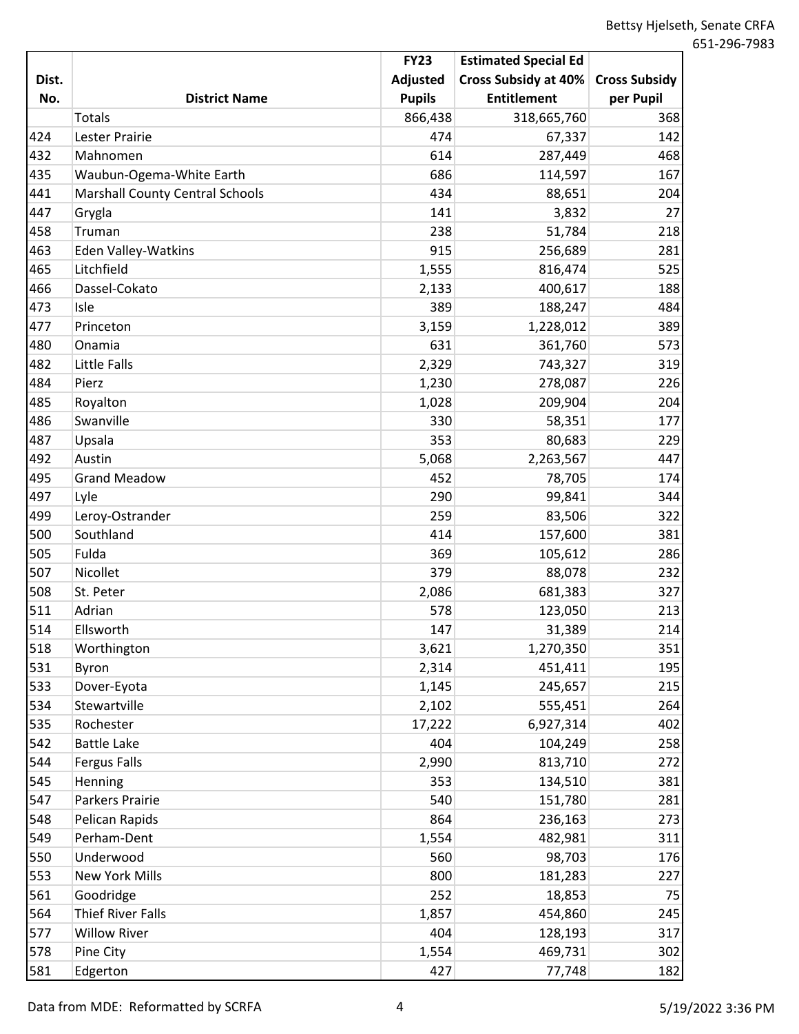| Dist. No. | District Name | FY23 Adjusted Pupils | Estimated Special Ed Cross Subsidy at 40% Entitlement | Cross Subsidy per Pupil |
|---|---|---|---|---|
| | Totals | 866,438 | 318,665,760 | 368 |
| 424 | Lester Prairie | 474 | 67,337 | 142 |
| 432 | Mahnomen | 614 | 287,449 | 468 |
| 435 | Waubun-Ogema-White Earth | 686 | 114,597 | 167 |
| 441 | Marshall County Central Schools | 434 | 88,651 | 204 |
| 447 | Grygla | 141 | 3,832 | 27 |
| 458 | Truman | 238 | 51,784 | 218 |
| 463 | Eden Valley-Watkins | 915 | 256,689 | 281 |
| 465 | Litchfield | 1,555 | 816,474 | 525 |
| 466 | Dassel-Cokato | 2,133 | 400,617 | 188 |
| 473 | Isle | 389 | 188,247 | 484 |
| 477 | Princeton | 3,159 | 1,228,012 | 389 |
| 480 | Onamia | 631 | 361,760 | 573 |
| 482 | Little Falls | 2,329 | 743,327 | 319 |
| 484 | Pierz | 1,230 | 278,087 | 226 |
| 485 | Royalton | 1,028 | 209,904 | 204 |
| 486 | Swanville | 330 | 58,351 | 177 |
| 487 | Upsala | 353 | 80,683 | 229 |
| 492 | Austin | 5,068 | 2,263,567 | 447 |
| 495 | Grand Meadow | 452 | 78,705 | 174 |
| 497 | Lyle | 290 | 99,841 | 344 |
| 499 | Leroy-Ostrander | 259 | 83,506 | 322 |
| 500 | Southland | 414 | 157,600 | 381 |
| 505 | Fulda | 369 | 105,612 | 286 |
| 507 | Nicollet | 379 | 88,078 | 232 |
| 508 | St. Peter | 2,086 | 681,383 | 327 |
| 511 | Adrian | 578 | 123,050 | 213 |
| 514 | Ellsworth | 147 | 31,389 | 214 |
| 518 | Worthington | 3,621 | 1,270,350 | 351 |
| 531 | Byron | 2,314 | 451,411 | 195 |
| 533 | Dover-Eyota | 1,145 | 245,657 | 215 |
| 534 | Stewartville | 2,102 | 555,451 | 264 |
| 535 | Rochester | 17,222 | 6,927,314 | 402 |
| 542 | Battle Lake | 404 | 104,249 | 258 |
| 544 | Fergus Falls | 2,990 | 813,710 | 272 |
| 545 | Henning | 353 | 134,510 | 381 |
| 547 | Parkers Prairie | 540 | 151,780 | 281 |
| 548 | Pelican Rapids | 864 | 236,163 | 273 |
| 549 | Perham-Dent | 1,554 | 482,981 | 311 |
| 550 | Underwood | 560 | 98,703 | 176 |
| 553 | New York Mills | 800 | 181,283 | 227 |
| 561 | Goodridge | 252 | 18,853 | 75 |
| 564 | Thief River Falls | 1,857 | 454,860 | 245 |
| 577 | Willow River | 404 | 128,193 | 317 |
| 578 | Pine City | 1,554 | 469,731 | 302 |
| 581 | Edgerton | 427 | 77,748 | 182 |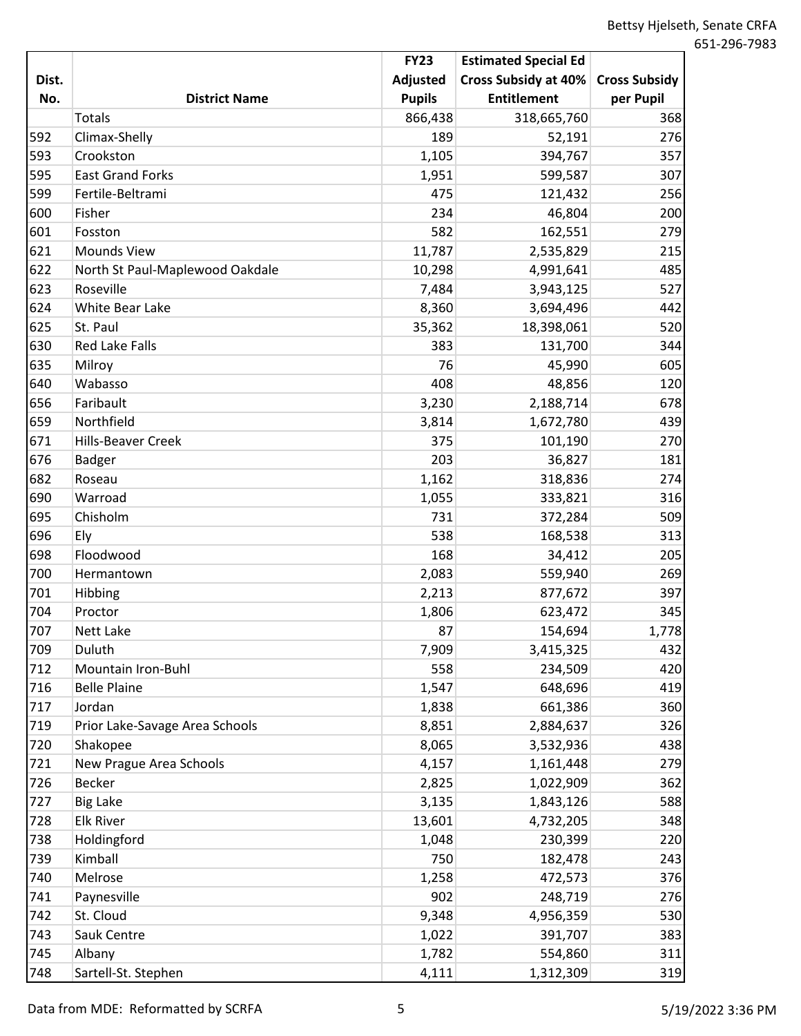| Dist. No. | District Name | FY23 Adjusted Pupils | Estimated Special Ed Cross Subsidy at 40% Entitlement | Cross Subsidy per Pupil |
|---|---|---|---|---|
| | Totals | 866,438 | 318,665,760 | 368 |
| 592 | Climax-Shelly | 189 | 52,191 | 276 |
| 593 | Crookston | 1,105 | 394,767 | 357 |
| 595 | East Grand Forks | 1,951 | 599,587 | 307 |
| 599 | Fertile-Beltrami | 475 | 121,432 | 256 |
| 600 | Fisher | 234 | 46,804 | 200 |
| 601 | Fosston | 582 | 162,551 | 279 |
| 621 | Mounds View | 11,787 | 2,535,829 | 215 |
| 622 | North St Paul-Maplewood Oakdale | 10,298 | 4,991,641 | 485 |
| 623 | Roseville | 7,484 | 3,943,125 | 527 |
| 624 | White Bear Lake | 8,360 | 3,694,496 | 442 |
| 625 | St. Paul | 35,362 | 18,398,061 | 520 |
| 630 | Red Lake Falls | 383 | 131,700 | 344 |
| 635 | Milroy | 76 | 45,990 | 605 |
| 640 | Wabasso | 408 | 48,856 | 120 |
| 656 | Faribault | 3,230 | 2,188,714 | 678 |
| 659 | Northfield | 3,814 | 1,672,780 | 439 |
| 671 | Hills-Beaver Creek | 375 | 101,190 | 270 |
| 676 | Badger | 203 | 36,827 | 181 |
| 682 | Roseau | 1,162 | 318,836 | 274 |
| 690 | Warroad | 1,055 | 333,821 | 316 |
| 695 | Chisholm | 731 | 372,284 | 509 |
| 696 | Ely | 538 | 168,538 | 313 |
| 698 | Floodwood | 168 | 34,412 | 205 |
| 700 | Hermantown | 2,083 | 559,940 | 269 |
| 701 | Hibbing | 2,213 | 877,672 | 397 |
| 704 | Proctor | 1,806 | 623,472 | 345 |
| 707 | Nett Lake | 87 | 154,694 | 1,778 |
| 709 | Duluth | 7,909 | 3,415,325 | 432 |
| 712 | Mountain Iron-Buhl | 558 | 234,509 | 420 |
| 716 | Belle Plaine | 1,547 | 648,696 | 419 |
| 717 | Jordan | 1,838 | 661,386 | 360 |
| 719 | Prior Lake-Savage Area Schools | 8,851 | 2,884,637 | 326 |
| 720 | Shakopee | 8,065 | 3,532,936 | 438 |
| 721 | New Prague Area Schools | 4,157 | 1,161,448 | 279 |
| 726 | Becker | 2,825 | 1,022,909 | 362 |
| 727 | Big Lake | 3,135 | 1,843,126 | 588 |
| 728 | Elk River | 13,601 | 4,732,205 | 348 |
| 738 | Holdingford | 1,048 | 230,399 | 220 |
| 739 | Kimball | 750 | 182,478 | 243 |
| 740 | Melrose | 1,258 | 472,573 | 376 |
| 741 | Paynesville | 902 | 248,719 | 276 |
| 742 | St. Cloud | 9,348 | 4,956,359 | 530 |
| 743 | Sauk Centre | 1,022 | 391,707 | 383 |
| 745 | Albany | 1,782 | 554,860 | 311 |
| 748 | Sartell-St. Stephen | 4,111 | 1,312,309 | 319 |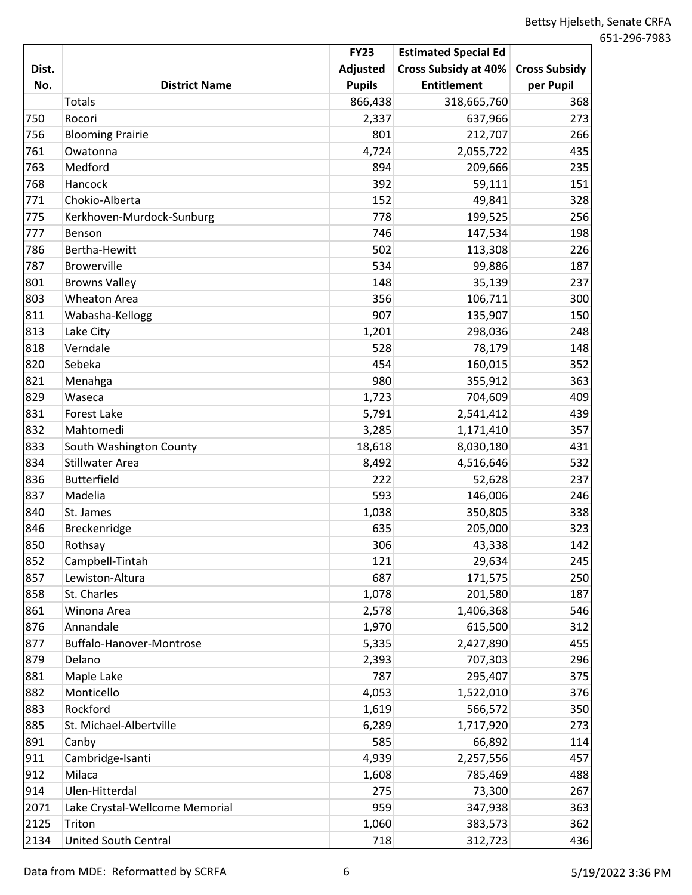| Dist. No. | District Name | FY23 Adjusted Pupils | Estimated Special Ed Cross Subsidy at 40% Entitlement | Cross Subsidy per Pupil |
|---|---|---|---|---|
| | Totals | 866,438 | 318,665,760 | 368 |
| 750 | Rocori | 2,337 | 637,966 | 273 |
| 756 | Blooming Prairie | 801 | 212,707 | 266 |
| 761 | Owatonna | 4,724 | 2,055,722 | 435 |
| 763 | Medford | 894 | 209,666 | 235 |
| 768 | Hancock | 392 | 59,111 | 151 |
| 771 | Chokio-Alberta | 152 | 49,841 | 328 |
| 775 | Kerkhoven-Murdock-Sunburg | 778 | 199,525 | 256 |
| 777 | Benson | 746 | 147,534 | 198 |
| 786 | Bertha-Hewitt | 502 | 113,308 | 226 |
| 787 | Browerville | 534 | 99,886 | 187 |
| 801 | Browns Valley | 148 | 35,139 | 237 |
| 803 | Wheaton Area | 356 | 106,711 | 300 |
| 811 | Wabasha-Kellogg | 907 | 135,907 | 150 |
| 813 | Lake City | 1,201 | 298,036 | 248 |
| 818 | Verndale | 528 | 78,179 | 148 |
| 820 | Sebeka | 454 | 160,015 | 352 |
| 821 | Menahga | 980 | 355,912 | 363 |
| 829 | Waseca | 1,723 | 704,609 | 409 |
| 831 | Forest Lake | 5,791 | 2,541,412 | 439 |
| 832 | Mahtomedi | 3,285 | 1,171,410 | 357 |
| 833 | South Washington County | 18,618 | 8,030,180 | 431 |
| 834 | Stillwater Area | 8,492 | 4,516,646 | 532 |
| 836 | Butterfield | 222 | 52,628 | 237 |
| 837 | Madelia | 593 | 146,006 | 246 |
| 840 | St. James | 1,038 | 350,805 | 338 |
| 846 | Breckenridge | 635 | 205,000 | 323 |
| 850 | Rothsay | 306 | 43,338 | 142 |
| 852 | Campbell-Tintah | 121 | 29,634 | 245 |
| 857 | Lewiston-Altura | 687 | 171,575 | 250 |
| 858 | St. Charles | 1,078 | 201,580 | 187 |
| 861 | Winona Area | 2,578 | 1,406,368 | 546 |
| 876 | Annandale | 1,970 | 615,500 | 312 |
| 877 | Buffalo-Hanover-Montrose | 5,335 | 2,427,890 | 455 |
| 879 | Delano | 2,393 | 707,303 | 296 |
| 881 | Maple Lake | 787 | 295,407 | 375 |
| 882 | Monticello | 4,053 | 1,522,010 | 376 |
| 883 | Rockford | 1,619 | 566,572 | 350 |
| 885 | St. Michael-Albertville | 6,289 | 1,717,920 | 273 |
| 891 | Canby | 585 | 66,892 | 114 |
| 911 | Cambridge-Isanti | 4,939 | 2,257,556 | 457 |
| 912 | Milaca | 1,608 | 785,469 | 488 |
| 914 | Ulen-Hitterdal | 275 | 73,300 | 267 |
| 2071 | Lake Crystal-Wellcome Memorial | 959 | 347,938 | 363 |
| 2125 | Triton | 1,060 | 383,573 | 362 |
| 2134 | United South Central | 718 | 312,723 | 436 |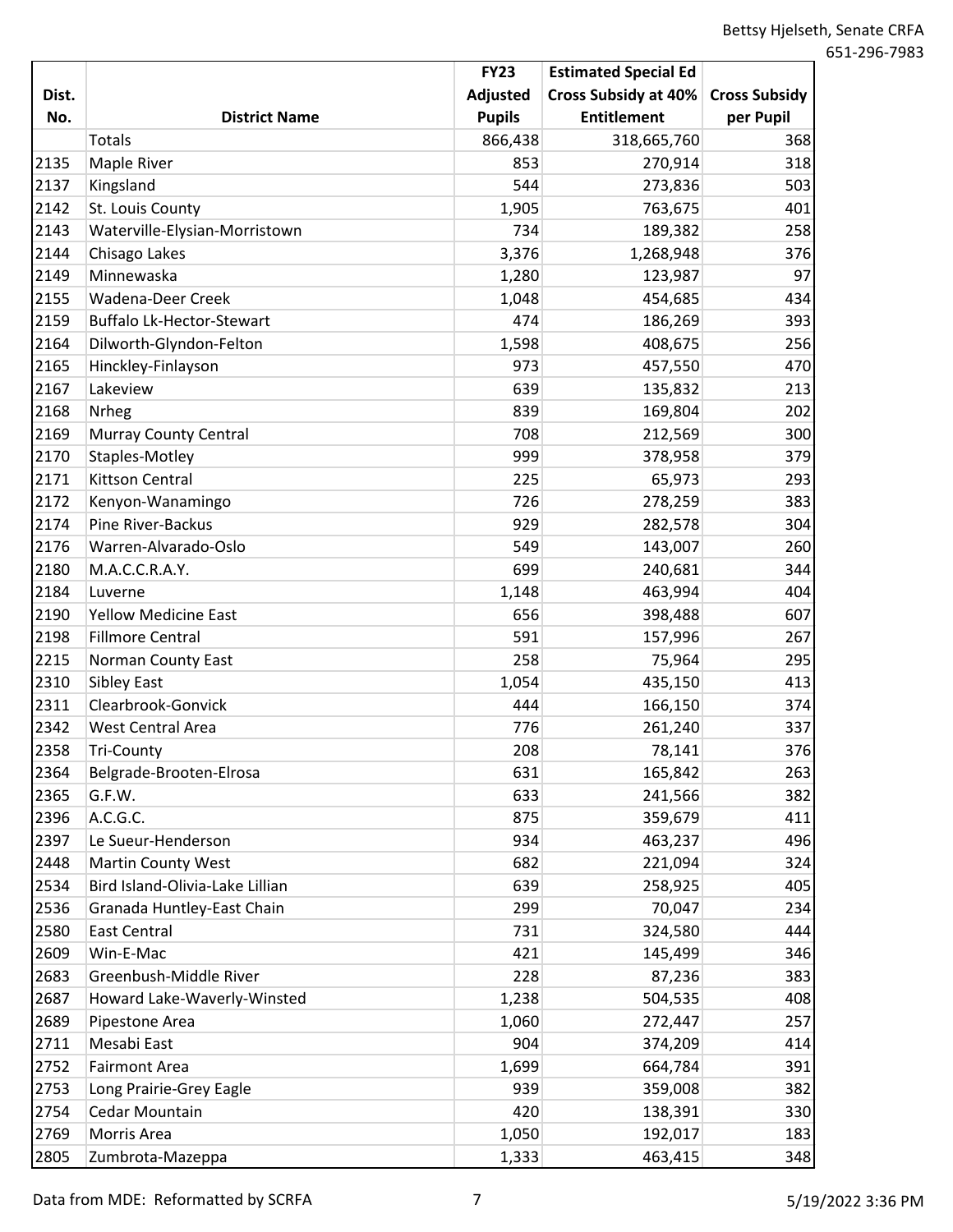| Dist. No. | District Name | FY23 Adjusted Pupils | Estimated Special Ed Cross Subsidy at 40% Entitlement | Cross Subsidy per Pupil |
|---|---|---|---|---|
| | Totals | 866,438 | 318,665,760 | 368 |
| 2135 | Maple River | 853 | 270,914 | 318 |
| 2137 | Kingsland | 544 | 273,836 | 503 |
| 2142 | St. Louis County | 1,905 | 763,675 | 401 |
| 2143 | Waterville-Elysian-Morristown | 734 | 189,382 | 258 |
| 2144 | Chisago Lakes | 3,376 | 1,268,948 | 376 |
| 2149 | Minnewaska | 1,280 | 123,987 | 97 |
| 2155 | Wadena-Deer Creek | 1,048 | 454,685 | 434 |
| 2159 | Buffalo Lk-Hector-Stewart | 474 | 186,269 | 393 |
| 2164 | Dilworth-Glyndon-Felton | 1,598 | 408,675 | 256 |
| 2165 | Hinckley-Finlayson | 973 | 457,550 | 470 |
| 2167 | Lakeview | 639 | 135,832 | 213 |
| 2168 | Nrheg | 839 | 169,804 | 202 |
| 2169 | Murray County Central | 708 | 212,569 | 300 |
| 2170 | Staples-Motley | 999 | 378,958 | 379 |
| 2171 | Kittson Central | 225 | 65,973 | 293 |
| 2172 | Kenyon-Wanamingo | 726 | 278,259 | 383 |
| 2174 | Pine River-Backus | 929 | 282,578 | 304 |
| 2176 | Warren-Alvarado-Oslo | 549 | 143,007 | 260 |
| 2180 | M.A.C.C.R.A.Y. | 699 | 240,681 | 344 |
| 2184 | Luverne | 1,148 | 463,994 | 404 |
| 2190 | Yellow Medicine East | 656 | 398,488 | 607 |
| 2198 | Fillmore Central | 591 | 157,996 | 267 |
| 2215 | Norman County East | 258 | 75,964 | 295 |
| 2310 | Sibley East | 1,054 | 435,150 | 413 |
| 2311 | Clearbrook-Gonvick | 444 | 166,150 | 374 |
| 2342 | West Central Area | 776 | 261,240 | 337 |
| 2358 | Tri-County | 208 | 78,141 | 376 |
| 2364 | Belgrade-Brooten-Elrosa | 631 | 165,842 | 263 |
| 2365 | G.F.W. | 633 | 241,566 | 382 |
| 2396 | A.C.G.C. | 875 | 359,679 | 411 |
| 2397 | Le Sueur-Henderson | 934 | 463,237 | 496 |
| 2448 | Martin County West | 682 | 221,094 | 324 |
| 2534 | Bird Island-Olivia-Lake Lillian | 639 | 258,925 | 405 |
| 2536 | Granada Huntley-East Chain | 299 | 70,047 | 234 |
| 2580 | East Central | 731 | 324,580 | 444 |
| 2609 | Win-E-Mac | 421 | 145,499 | 346 |
| 2683 | Greenbush-Middle River | 228 | 87,236 | 383 |
| 2687 | Howard Lake-Waverly-Winsted | 1,238 | 504,535 | 408 |
| 2689 | Pipestone Area | 1,060 | 272,447 | 257 |
| 2711 | Mesabi East | 904 | 374,209 | 414 |
| 2752 | Fairmont Area | 1,699 | 664,784 | 391 |
| 2753 | Long Prairie-Grey Eagle | 939 | 359,008 | 382 |
| 2754 | Cedar Mountain | 420 | 138,391 | 330 |
| 2769 | Morris Area | 1,050 | 192,017 | 183 |
| 2805 | Zumbrota-Mazeppa | 1,333 | 463,415 | 348 |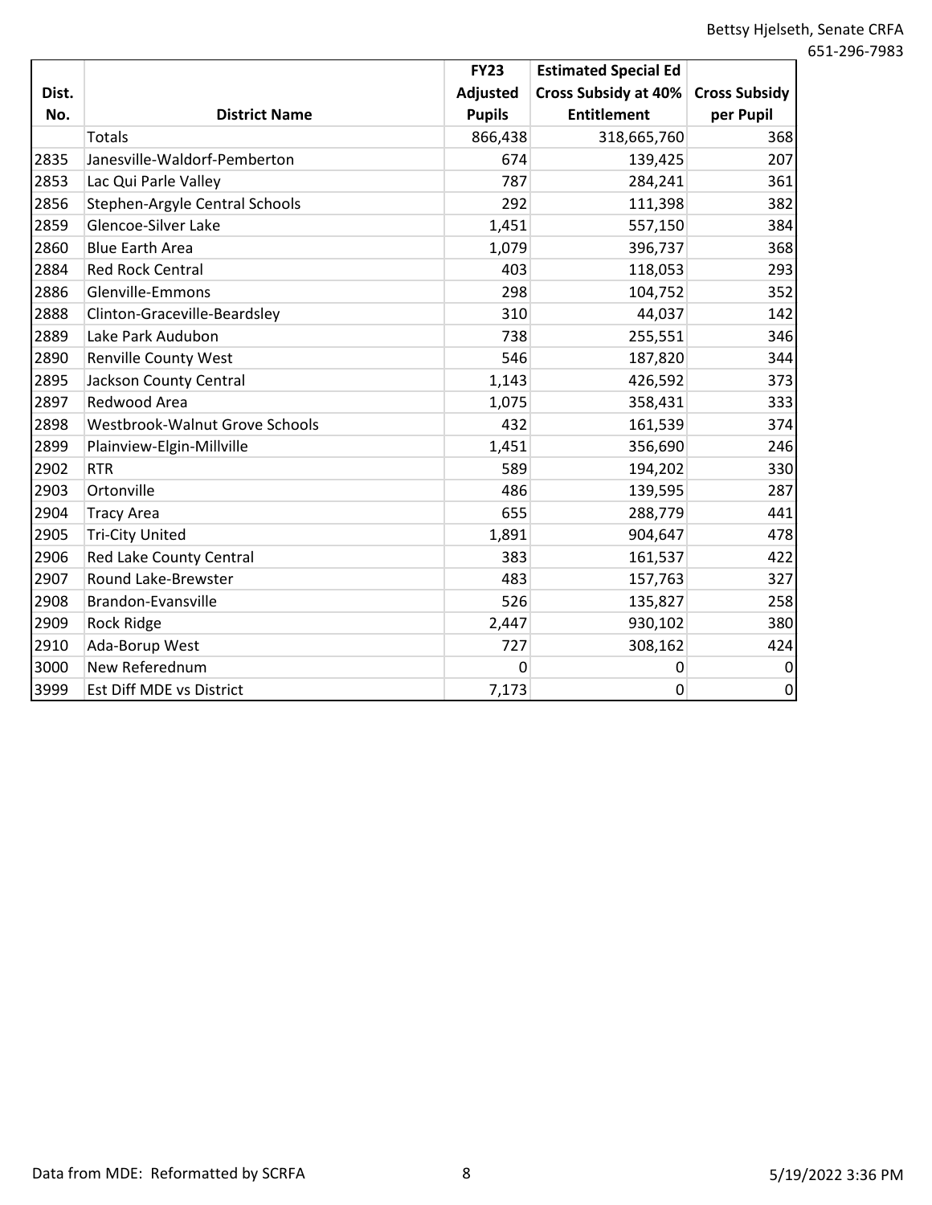| Dist. No. | District Name | FY23 Adjusted Pupils | Estimated Special Ed Cross Subsidy at 40% Entitlement | Cross Subsidy per Pupil |
|---|---|---|---|---|
| | Totals | 866,438 | 318,665,760 | 368 |
| 2835 | Janesville-Waldorf-Pemberton | 674 | 139,425 | 207 |
| 2853 | Lac Qui Parle Valley | 787 | 284,241 | 361 |
| 2856 | Stephen-Argyle Central Schools | 292 | 111,398 | 382 |
| 2859 | Glencoe-Silver Lake | 1,451 | 557,150 | 384 |
| 2860 | Blue Earth Area | 1,079 | 396,737 | 368 |
| 2884 | Red Rock Central | 403 | 118,053 | 293 |
| 2886 | Glenville-Emmons | 298 | 104,752 | 352 |
| 2888 | Clinton-Graceville-Beardsley | 310 | 44,037 | 142 |
| 2889 | Lake Park Audubon | 738 | 255,551 | 346 |
| 2890 | Renville County West | 546 | 187,820 | 344 |
| 2895 | Jackson County Central | 1,143 | 426,592 | 373 |
| 2897 | Redwood Area | 1,075 | 358,431 | 333 |
| 2898 | Westbrook-Walnut Grove Schools | 432 | 161,539 | 374 |
| 2899 | Plainview-Elgin-Millville | 1,451 | 356,690 | 246 |
| 2902 | RTR | 589 | 194,202 | 330 |
| 2903 | Ortonville | 486 | 139,595 | 287 |
| 2904 | Tracy Area | 655 | 288,779 | 441 |
| 2905 | Tri-City United | 1,891 | 904,647 | 478 |
| 2906 | Red Lake County Central | 383 | 161,537 | 422 |
| 2907 | Round Lake-Brewster | 483 | 157,763 | 327 |
| 2908 | Brandon-Evansville | 526 | 135,827 | 258 |
| 2909 | Rock Ridge | 2,447 | 930,102 | 380 |
| 2910 | Ada-Borup West | 727 | 308,162 | 424 |
| 3000 | New Referednum | 0 | 0 | 0 |
| 3999 | Est Diff MDE vs District | 7,173 | 0 | 0 |